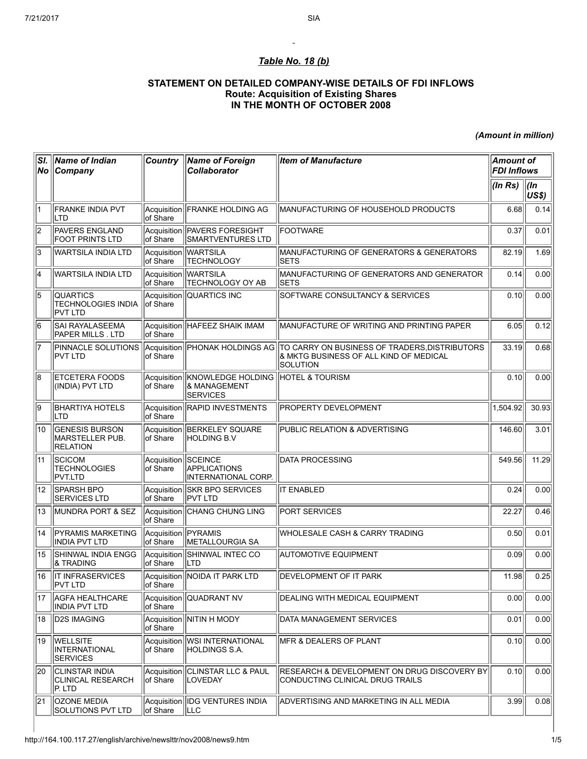## *Table No. 18 (b)*

### STATEMENT ON DETAILED COMPANY-WISE DETAILS OF FDI INFLOWS
### Route: Acquisition of Existing Shares
### IN THE MONTH OF OCTOBER 2008

***(Amount in million)***

| Sl. No | Name of Indian Company | Country | Name of Foreign Collaborator | Item of Manufacture | Amount of FDI Inflows | |
|---|---|---|---|---|---|---|
| | | | | | (In Rs) | (In US$) |
| 1 | FRANKE INDIA PVT LTD | Acquisition of Share | FRANKE HOLDING AG | MANUFACTURING OF HOUSEHOLD PRODUCTS | 6.68 | 0.14 |
| 2 | PAVERS ENGLAND FOOT PRINTS LTD | Acquisition of Share | PAVERS FORESIGHT SMARTVENTURES LTD | FOOTWARE | 0.37 | 0.01 |
| 3 | WARTSILA INDIA LTD | Acquisition of Share | WARTSILA TECHNOLOGY | MANUFACTURING OF GENERATORS & GENERATORS SETS | 82.19 | 1.69 |
| 4 | WARTSILA INDIA LTD | Acquisition of Share | WARTSILA TECHNOLOGY OY AB | MANUFACTURING OF GENERATORS AND GENERATOR SETS | 0.14 | 0.00 |
| 5 | QUARTICS TECHNOLOGIES INDIA PVT LTD | Acquisition of Share | QUARTICS INC | SOFTWARE CONSULTANCY & SERVICES | 0.10 | 0.00 |
| 6 | SAI RAYALASEEMA PAPER MILLS . LTD | Acquisition of Share | HAFEEZ SHAIK IMAM | MANUFACTURE OF WRITING AND PRINTING PAPER | 6.05 | 0.12 |
| 7 | PINNACLE SOLUTIONS PVT LTD | Acquisition of Share | PHONAK HOLDINGS AG | TO CARRY ON BUSINESS OF TRADERS,DISTRIBUTORS & MKTG BUSINESS OF ALL KIND OF MEDICAL SOLUTION | 33.19 | 0.68 |
| 8 | ETCETERA FOODS (INDIA) PVT LTD | Acquisition of Share | KNOWLEDGE HOLDING & MANAGEMENT SERVICES | HOTEL & TOURISM | 0.10 | 0.00 |
| 9 | BHARTIYA HOTELS LTD | Acquisition of Share | RAPID INVESTMENTS | PROPERTY DEVELOPMENT | 1,504.92 | 30.93 |
| 10 | GENESIS BURSON MARSTELLER PUB. RELATION | Acquisition of Share | BERKELEY SQUARE HOLDING B.V | PUBLIC RELATION & ADVERTISING | 146.60 | 3.01 |
| 11 | SCICOM TECHNOLOGIES PVT.LTD | Acquisition of Share | SCEINCE APPLICATIONS INTERNATIONAL CORP. | DATA PROCESSING | 549.56 | 11.29 |
| 12 | SPARSH BPO SERVICES LTD | Acquisition of Share | SKR BPO SERVICES PVT LTD | IT ENABLED | 0.24 | 0.00 |
| 13 | MUNDRA PORT & SEZ | Acquisition of Share | CHANG CHUNG LING | PORT SERVICES | 22.27 | 0.46 |
| 14 | PYRAMIS MARKETING INDIA PVT LTD | Acquisition of Share | PYRAMIS METALLOURGIA SA | WHOLESALE CASH & CARRY TRADING | 0.50 | 0.01 |
| 15 | SHINWAL INDIA ENGG & TRADING | Acquisition of Share | SHINWAL INTEC CO LTD | AUTOMOTIVE EQUIPMENT | 0.09 | 0.00 |
| 16 | IT INFRASERVICES PVT LTD | Acquisition of Share | NOIDA IT PARK LTD | DEVELOPMENT OF IT PARK | 11.98 | 0.25 |
| 17 | AGFA HEALTHCARE INDIA PVT LTD | Acquisition of Share | QUADRANT NV | DEALING WITH MEDICAL EQUIPMENT | 0.00 | 0.00 |
| 18 | D2S IMAGING | Acquisition of Share | NITIN H MODY | DATA MANAGEMENT SERVICES | 0.01 | 0.00 |
| 19 | WELLSITE INTERNATIONAL SERVICES | Acquisition of Share | WSI INTERNATIONAL HOLDINGS S.A. | MFR & DEALERS OF PLANT | 0.10 | 0.00 |
| 20 | CLINSTAR INDIA CLINICAL RESEARCH P. LTD | Acquisition of Share | CLINSTAR LLC & PAUL LOVEDAY | RESEARCH & DEVELOPMENT ON DRUG DISCOVERY BY CONDUCTING CLINICAL DRUG TRAILS | 0.10 | 0.00 |
| 21 | OZONE MEDIA SOLUTIONS PVT LTD | Acquisition of Share | IDG VENTURES INDIA LLC | ADVERTISING AND MARKETING IN ALL MEDIA | 3.99 | 0.08 |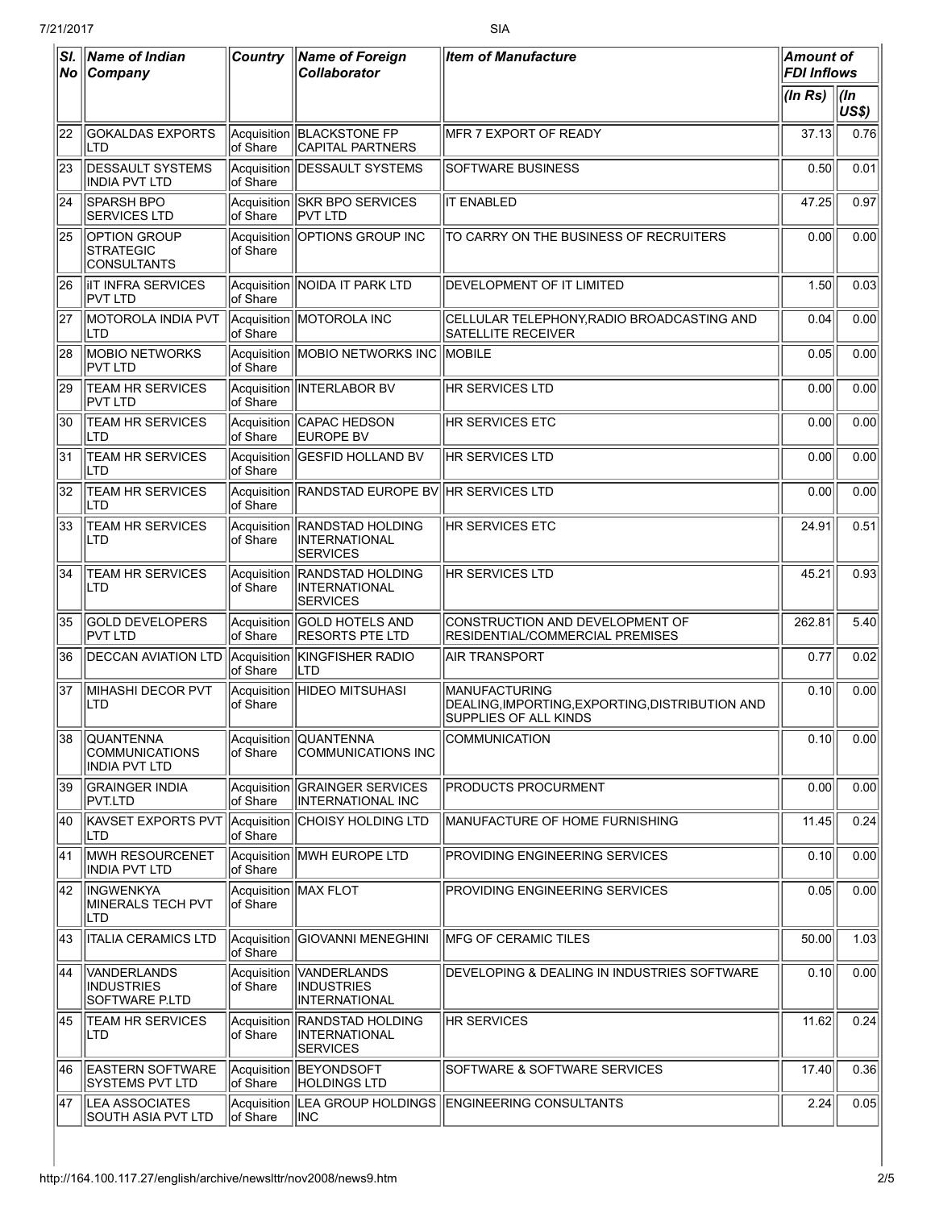| Sl. No | Name of Indian Company | Country | Name of Foreign Collaborator | Item of Manufacture | Amount of FDI Inflows | |
|---|---|---|---|---|---|---|
| | | | | | (In Rs) | (In US$) |
| 22 | GOKALDAS EXPORTS LTD | Acquisition of Share | BLACKSTONE FP CAPITAL PARTNERS | MFR 7 EXPORT OF READY | 37.13 | 0.76 |
| 23 | DESSAULT SYSTEMS INDIA PVT LTD | Acquisition of Share | DESSAULT SYSTEMS | SOFTWARE BUSINESS | 0.50 | 0.01 |
| 24 | SPARSH BPO SERVICES LTD | Acquisition of Share | SKR BPO SERVICES PVT LTD | IT ENABLED | 47.25 | 0.97 |
| 25 | OPTION GROUP STRATEGIC CONSULTANTS | Acquisition of Share | OPTIONS GROUP INC | TO CARRY ON THE BUSINESS OF RECRUITERS | 0.00 | 0.00 |
| 26 | IIT INFRA SERVICES PVT LTD | Acquisition of Share | NOIDA IT PARK LTD | DEVELOPMENT OF IT LIMITED | 1.50 | 0.03 |
| 27 | MOTOROLA INDIA PVT LTD | Acquisition of Share | MOTOROLA INC | CELLULAR TELEPHONY,RADIO BROADCASTING AND SATELLITE RECEIVER | 0.04 | 0.00 |
| 28 | MOBIO NETWORKS PVT LTD | Acquisition of Share | MOBIO NETWORKS INC | MOBILE | 0.05 | 0.00 |
| 29 | TEAM HR SERVICES PVT LTD | Acquisition of Share | INTERLABOR BV | HR SERVICES LTD | 0.00 | 0.00 |
| 30 | TEAM HR SERVICES LTD | Acquisition of Share | CAPAC HEDSON EUROPE BV | HR SERVICES ETC | 0.00 | 0.00 |
| 31 | TEAM HR SERVICES LTD | Acquisition of Share | GESFID HOLLAND BV | HR SERVICES LTD | 0.00 | 0.00 |
| 32 | TEAM HR SERVICES LTD | Acquisition of Share | RANDSTAD EUROPE BV | HR SERVICES LTD | 0.00 | 0.00 |
| 33 | TEAM HR SERVICES LTD | Acquisition of Share | RANDSTAD HOLDING INTERNATIONAL SERVICES | HR SERVICES ETC | 24.91 | 0.51 |
| 34 | TEAM HR SERVICES LTD | Acquisition of Share | RANDSTAD HOLDING INTERNATIONAL SERVICES | HR SERVICES LTD | 45.21 | 0.93 |
| 35 | GOLD DEVELOPERS PVT LTD | Acquisition of Share | GOLD HOTELS AND RESORTS PTE LTD | CONSTRUCTION AND DEVELOPMENT OF RESIDENTIAL/COMMERCIAL PREMISES | 262.81 | 5.40 |
| 36 | DECCAN AVIATION LTD | Acquisition of Share | KINGFISHER RADIO LTD | AIR TRANSPORT | 0.77 | 0.02 |
| 37 | MIHASHI DECOR PVT LTD | Acquisition of Share | HIDEO MITSUHASI | MANUFACTURING DEALING,IMPORTING,EXPORTING,DISTRIBUTION AND SUPPLIES OF ALL KINDS | 0.10 | 0.00 |
| 38 | QUANTENNA COMMUNICATIONS INDIA PVT LTD | Acquisition of Share | QUANTENNA COMMUNICATIONS INC | COMMUNICATION | 0.10 | 0.00 |
| 39 | GRAINGER INDIA PVT.LTD | Acquisition of Share | GRAINGER SERVICES INTERNATIONAL INC | PRODUCTS PROCURMENT | 0.00 | 0.00 |
| 40 | KAVSET EXPORTS PVT LTD | Acquisition of Share | CHOISY HOLDING LTD | MANUFACTURE OF HOME FURNISHING | 11.45 | 0.24 |
| 41 | MWH RESOURCENET INDIA PVT LTD | Acquisition of Share | MWH EUROPE LTD | PROVIDING ENGINEERING SERVICES | 0.10 | 0.00 |
| 42 | INGWENKYA MINERALS TECH PVT LTD | Acquisition of Share | MAX FLOT | PROVIDING ENGINEERING SERVICES | 0.05 | 0.00 |
| 43 | ITALIA CERAMICS LTD | Acquisition of Share | GIOVANNI MENEGHINI | MFG OF CERAMIC TILES | 50.00 | 1.03 |
| 44 | VANDERLANDS INDUSTRIES SOFTWARE P.LTD | Acquisition of Share | VANDERLANDS INDUSTRIES INTERNATIONAL | DEVELOPING & DEALING IN INDUSTRIES SOFTWARE | 0.10 | 0.00 |
| 45 | TEAM HR SERVICES LTD | Acquisition of Share | RANDSTAD HOLDING INTERNATIONAL SERVICES | HR SERVICES | 11.62 | 0.24 |
| 46 | EASTERN SOFTWARE SYSTEMS PVT LTD | Acquisition of Share | BEYONDSOFT HOLDINGS LTD | SOFTWARE & SOFTWARE SERVICES | 17.40 | 0.36 |
| 47 | LEA ASSOCIATES SOUTH ASIA PVT LTD | Acquisition of Share | LEA GROUP HOLDINGS INC | ENGINEERING CONSULTANTS | 2.24 | 0.05 |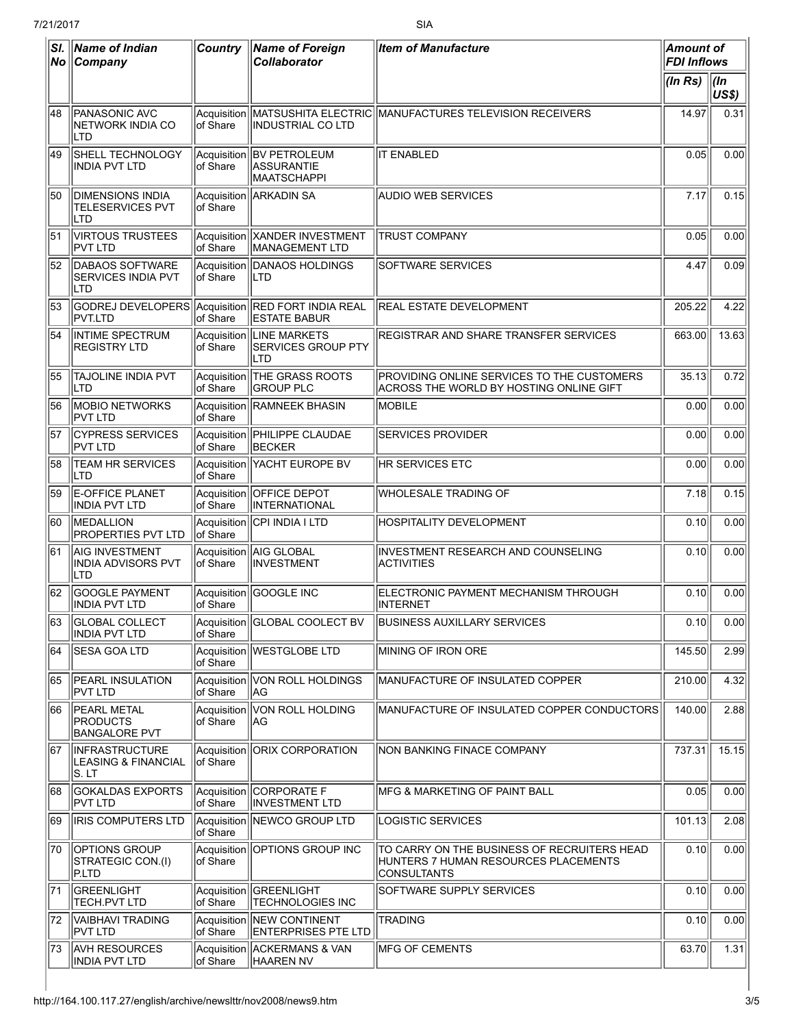| Sl. No | Name of Indian Company | Country | Name of Foreign Collaborator | Item of Manufacture | Amount of FDI Inflows | |
|---|---|---|---|---|---|---|
| | | | | | (In Rs) | (In US$) |
| 48 | PANASONIC AVC NETWORK INDIA CO LTD | Acquisition of Share | MATSUSHITA ELECTRIC INDUSTRIAL CO LTD | MANUFACTURES TELEVISION RECEIVERS | 14.97 | 0.31 |
| 49 | SHELL TECHNOLOGY INDIA PVT LTD | Acquisition of Share | BV PETROLEUM ASSURANTIE MAATSCHAPPI | IT ENABLED | 0.05 | 0.00 |
| 50 | DIMENSIONS INDIA TELESERVICES PVT LTD | Acquisition of Share | ARKADIN SA | AUDIO WEB SERVICES | 7.17 | 0.15 |
| 51 | VIRTOUS TRUSTEES PVT LTD | Acquisition of Share | XANDER INVESTMENT MANAGEMENT LTD | TRUST COMPANY | 0.05 | 0.00 |
| 52 | DABAOS SOFTWARE SERVICES INDIA PVT LTD | Acquisition of Share | DANAOS HOLDINGS LTD | SOFTWARE SERVICES | 4.47 | 0.09 |
| 53 | GODREJ DEVELOPERS PVT.LTD | Acquisition of Share | RED FORT INDIA REAL ESTATE BABUR | REAL ESTATE DEVELOPMENT | 205.22 | 4.22 |
| 54 | INTIME SPECTRUM REGISTRY LTD | Acquisition of Share | LINE MARKETS SERVICES GROUP PTY LTD | REGISTRAR AND SHARE TRANSFER SERVICES | 663.00 | 13.63 |
| 55 | TAJOLINE INDIA PVT LTD | Acquisition of Share | THE GRASS ROOTS GROUP PLC | PROVIDING ONLINE SERVICES TO THE CUSTOMERS ACROSS THE WORLD BY HOSTING ONLINE GIFT | 35.13 | 0.72 |
| 56 | MOBIO NETWORKS PVT LTD | Acquisition of Share | RAMNEEK BHASIN | MOBILE | 0.00 | 0.00 |
| 57 | CYPRESS SERVICES PVT LTD | Acquisition of Share | PHILIPPE CLAUDAE BECKER | SERVICES PROVIDER | 0.00 | 0.00 |
| 58 | TEAM HR SERVICES LTD | Acquisition of Share | YACHT EUROPE BV | HR SERVICES ETC | 0.00 | 0.00 |
| 59 | E-OFFICE PLANET INDIA PVT LTD | Acquisition of Share | OFFICE DEPOT INTERNATIONAL | WHOLESALE TRADING OF | 7.18 | 0.15 |
| 60 | MEDALLION PROPERTIES PVT LTD | Acquisition of Share | CPI INDIA I LTD | HOSPITALITY DEVELOPMENT | 0.10 | 0.00 |
| 61 | AIG INVESTMENT INDIA ADVISORS PVT LTD | Acquisition of Share | AIG GLOBAL INVESTMENT | INVESTMENT RESEARCH AND COUNSELING ACTIVITIES | 0.10 | 0.00 |
| 62 | GOOGLE PAYMENT INDIA PVT LTD | Acquisition of Share | GOOGLE INC | ELECTRONIC PAYMENT MECHANISM THROUGH INTERNET | 0.10 | 0.00 |
| 63 | GLOBAL COLLECT INDIA PVT LTD | Acquisition of Share | GLOBAL COOLECT BV | BUSINESS AUXILLARY SERVICES | 0.10 | 0.00 |
| 64 | SESA GOA LTD | Acquisition of Share | WESTGLOBE LTD | MINING OF IRON ORE | 145.50 | 2.99 |
| 65 | PEARL INSULATION PVT LTD | Acquisition of Share | VON ROLL HOLDINGS AG | MANUFACTURE OF INSULATED COPPER | 210.00 | 4.32 |
| 66 | PEARL METAL PRODUCTS BANGALORE PVT | Acquisition of Share | VON ROLL HOLDING AG | MANUFACTURE OF INSULATED COPPER CONDUCTORS | 140.00 | 2.88 |
| 67 | INFRASTRUCTURE LEASING & FINANCIAL S. LT | Acquisition of Share | ORIX CORPORATION | NON BANKING FINACE COMPANY | 737.31 | 15.15 |
| 68 | GOKALDAS EXPORTS PVT LTD | Acquisition of Share | CORPORATE F INVESTMENT LTD | MFG & MARKETING OF PAINT BALL | 0.05 | 0.00 |
| 69 | IRIS COMPUTERS LTD | Acquisition of Share | NEWCO GROUP LTD | LOGISTIC SERVICES | 101.13 | 2.08 |
| 70 | OPTIONS GROUP STRATEGIC CON.(I) P.LTD | Acquisition of Share | OPTIONS GROUP INC | TO CARRY ON THE BUSINESS OF RECRUITERS HEAD HUNTERS 7 HUMAN RESOURCES PLACEMENTS CONSULTANTS | 0.10 | 0.00 |
| 71 | GREENLIGHT TECH.PVT LTD | Acquisition of Share | GREENLIGHT TECHNOLOGIES INC | SOFTWARE SUPPLY SERVICES | 0.10 | 0.00 |
| 72 | VAIBHAVI TRADING PVT LTD | Acquisition of Share | NEW CONTINENT ENTERPRISES PTE LTD | TRADING | 0.10 | 0.00 |
| 73 | AVH RESOURCES INDIA PVT LTD | Acquisition of Share | ACKERMANS & VAN HAAREN NV | MFG OF CEMENTS | 63.70 | 1.31 |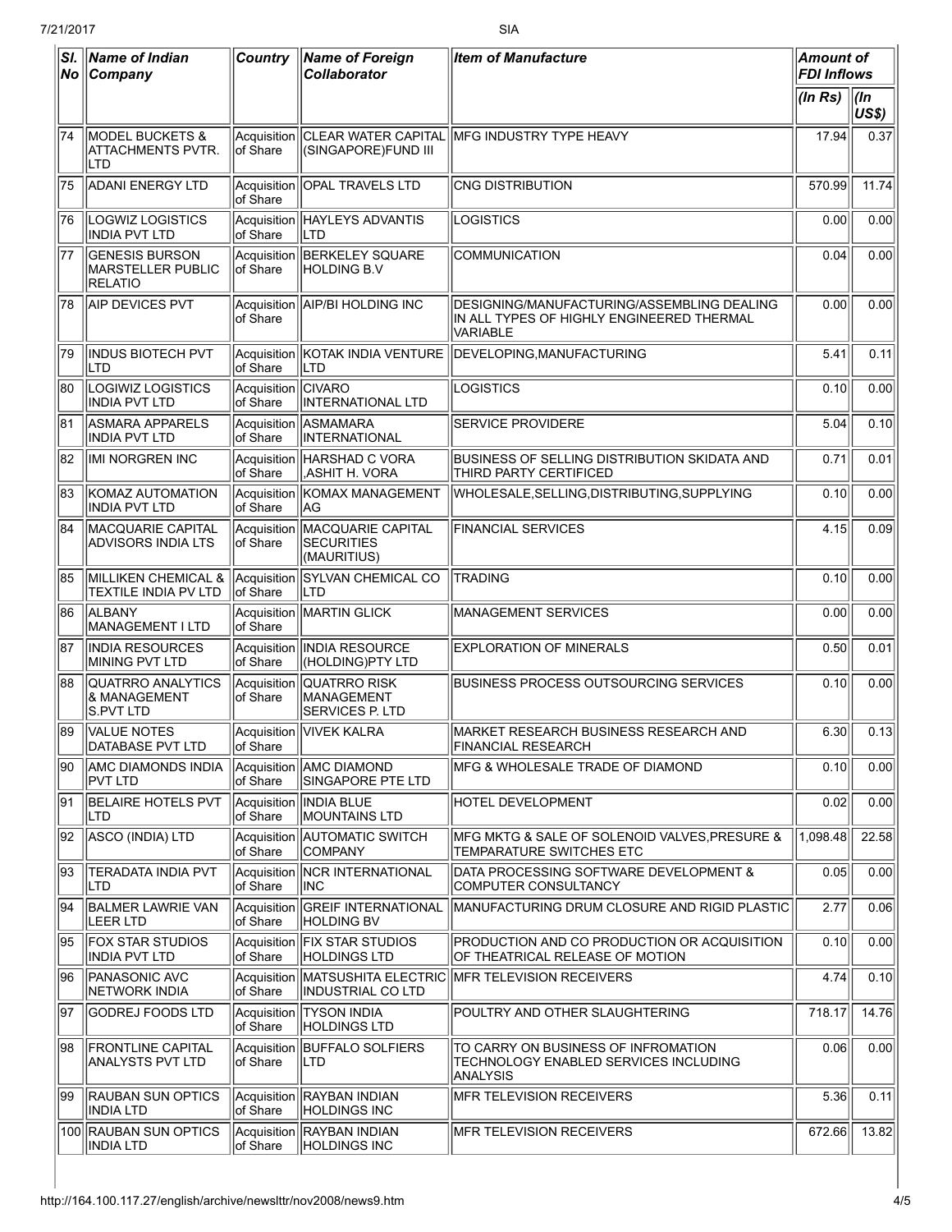| Sl. No | Name of Indian Company | Country | Name of Foreign Collaborator | Item of Manufacture | Amount of FDI Inflows | |
|---|---|---|---|---|---|---|
| | | | | | (In Rs) | (In US$) |
| 74 | MODEL BUCKETS & ATTACHMENTS PVTR. LTD | Acquisition of Share | CLEAR WATER CAPITAL (SINGAPORE)FUND III | MFG INDUSTRY TYPE HEAVY | 17.94 | 0.37 |
| 75 | ADANI ENERGY LTD | Acquisition of Share | OPAL TRAVELS LTD | CNG DISTRIBUTION | 570.99 | 11.74 |
| 76 | LOGWIZ LOGISTICS INDIA PVT LTD | Acquisition of Share | HAYLEYS ADVANTIS LTD | LOGISTICS | 0.00 | 0.00 |
| 77 | GENESIS BURSON MARSTELLER PUBLIC RELATIO | Acquisition of Share | BERKELEY SQUARE HOLDING B.V | COMMUNICATION | 0.04 | 0.00 |
| 78 | AIP DEVICES PVT | Acquisition of Share | AIP/BI HOLDING INC | DESIGNING/MANUFACTURING/ASSEMBLING DEALING IN ALL TYPES OF HIGHLY ENGINEERED THERMAL VARIABLE | 0.00 | 0.00 |
| 79 | INDUS BIOTECH PVT LTD | Acquisition of Share | KOTAK INDIA VENTURE LTD | DEVELOPING,MANUFACTURING | 5.41 | 0.11 |
| 80 | LOGIWIZ LOGISTICS INDIA PVT LTD | Acquisition of Share | CIVARO INTERNATIONAL LTD | LOGISTICS | 0.10 | 0.00 |
| 81 | ASMARA APPARELS INDIA PVT LTD | Acquisition of Share | ASMAMARA INTERNATIONAL | SERVICE PROVIDERE | 5.04 | 0.10 |
| 82 | IMI NORGREN INC | Acquisition of Share | HARSHAD C VORA ,ASHIT H. VORA | BUSINESS OF SELLING DISTRIBUTION SKIDATA AND THIRD PARTY CERTIFICED | 0.71 | 0.01 |
| 83 | KOMAZ AUTOMATION INDIA PVT LTD | Acquisition of Share | KOMAX MANAGEMENT AG | WHOLESALE,SELLING,DISTRIBUTING,SUPPLYING | 0.10 | 0.00 |
| 84 | MACQUARIE CAPITAL ADVISORS INDIA LTS | Acquisition of Share | MACQUARIE CAPITAL SECURITIES (MAURITIUS) | FINANCIAL SERVICES | 4.15 | 0.09 |
| 85 | MILLIKEN CHEMICAL & TEXTILE INDIA PV LTD | Acquisition of Share | SYLVAN CHEMICAL CO LTD | TRADING | 0.10 | 0.00 |
| 86 | ALBANY MANAGEMENT I LTD | Acquisition of Share | MARTIN GLICK | MANAGEMENT SERVICES | 0.00 | 0.00 |
| 87 | INDIA RESOURCES MINING PVT LTD | Acquisition of Share | INDIA RESOURCE (HOLDING)PTY LTD | EXPLORATION OF MINERALS | 0.50 | 0.01 |
| 88 | QUATRRO ANALYTICS & MANAGEMENT S.PVT LTD | Acquisition of Share | QUATRRO RISK MANAGEMENT SERVICES P. LTD | BUSINESS PROCESS OUTSOURCING SERVICES | 0.10 | 0.00 |
| 89 | VALUE NOTES DATABASE PVT LTD | Acquisition of Share | VIVEK KALRA | MARKET RESEARCH BUSINESS RESEARCH AND FINANCIAL RESEARCH | 6.30 | 0.13 |
| 90 | AMC DIAMONDS INDIA PVT LTD | Acquisition of Share | AMC DIAMOND SINGAPORE PTE LTD | MFG & WHOLESALE TRADE OF DIAMOND | 0.10 | 0.00 |
| 91 | BELAIRE HOTELS PVT LTD | Acquisition of Share | INDIA BLUE MOUNTAINS LTD | HOTEL DEVELOPMENT | 0.02 | 0.00 |
| 92 | ASCO (INDIA) LTD | Acquisition of Share | AUTOMATIC SWITCH COMPANY | MFG MKTG & SALE OF SOLENOID VALVES,PRESURE & TEMPARATURE SWITCHES ETC | 1,098.48 | 22.58 |
| 93 | TERADATA INDIA PVT LTD | Acquisition of Share | NCR INTERNATIONAL INC | DATA PROCESSING SOFTWARE DEVELOPMENT & COMPUTER CONSULTANCY | 0.05 | 0.00 |
| 94 | BALMER LAWRIE VAN LEER LTD | Acquisition of Share | GREIF INTERNATIONAL HOLDING BV | MANUFACTURING DRUM CLOSURE AND RIGID PLASTIC | 2.77 | 0.06 |
| 95 | FOX STAR STUDIOS INDIA PVT LTD | Acquisition of Share | FIX STAR STUDIOS HOLDINGS LTD | PRODUCTION AND CO PRODUCTION OR ACQUISITION OF THEATRICAL RELEASE OF MOTION | 0.10 | 0.00 |
| 96 | PANASONIC AVC NETWORK INDIA | Acquisition of Share | MATSUSHITA ELECTRIC INDUSTRIAL CO LTD | MFR TELEVISION RECEIVERS | 4.74 | 0.10 |
| 97 | GODREJ FOODS LTD | Acquisition of Share | TYSON INDIA HOLDINGS LTD | POULTRY AND OTHER SLAUGHTERING | 718.17 | 14.76 |
| 98 | FRONTLINE CAPITAL ANALYSTS PVT LTD | Acquisition of Share | BUFFALO SOLFIERS LTD | TO CARRY ON BUSINESS OF INFROMATION TECHNOLOGY ENABLED SERVICES INCLUDING ANALYSIS | 0.06 | 0.00 |
| 99 | RAUBAN SUN OPTICS INDIA LTD | Acquisition of Share | RAYBAN INDIAN HOLDINGS INC | MFR TELEVISION RECEIVERS | 5.36 | 0.11 |
| 100 | RAUBAN SUN OPTICS INDIA LTD | Acquisition of Share | RAYBAN INDIAN HOLDINGS INC | MFR TELEVISION RECEIVERS | 672.66 | 13.82 |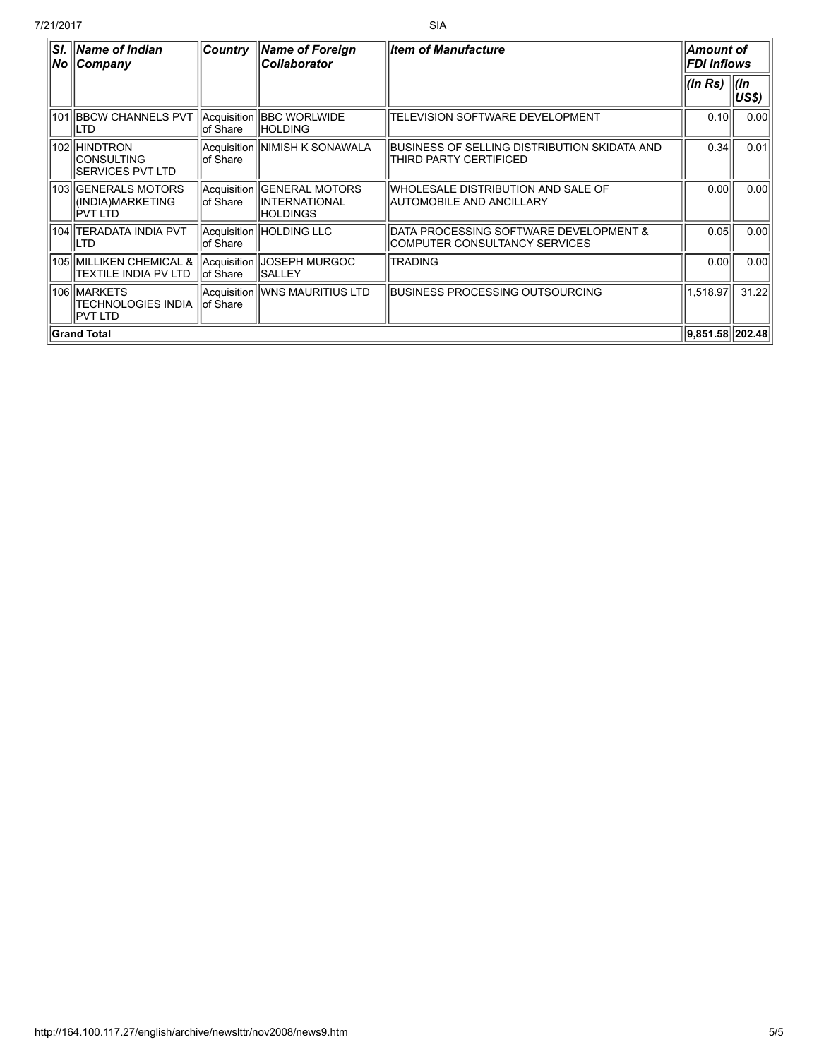| Sl. No | Name of Indian Company | Country | Name of Foreign Collaborator | Item of Manufacture | Amount of FDI Inflows | |
|---|---|---|---|---|---|---|
| | | | | | (In Rs) | (In US$) |
| 101 | BBCW CHANNELS PVT LTD | Acquisition of Share | BBC WORLWIDE HOLDING | TELEVISION SOFTWARE DEVELOPMENT | 0.10 | 0.00 |
| 102 | HINDTRON CONSULTING SERVICES PVT LTD | Acquisition of Share | NIMISH K SONAWALA | BUSINESS OF SELLING DISTRIBUTION SKIDATA AND THIRD PARTY CERTIFICED | 0.34 | 0.01 |
| 103 | GENERALS MOTORS (INDIA)MARKETING PVT LTD | Acquisition of Share | GENERAL MOTORS INTERNATIONAL HOLDINGS | WHOLESALE DISTRIBUTION AND SALE OF AUTOMOBILE AND ANCILLARY | 0.00 | 0.00 |
| 104 | TERADATA INDIA PVT LTD | Acquisition of Share | HOLDING LLC | DATA PROCESSING SOFTWARE DEVELOPMENT & COMPUTER CONSULTANCY SERVICES | 0.05 | 0.00 |
| 105 | MILLIKEN CHEMICAL & TEXTILE INDIA PV LTD | Acquisition of Share | JOSEPH MURGOC SALLEY | TRADING | 0.00 | 0.00 |
| 106 | MARKETS TECHNOLOGIES INDIA PVT LTD | Acquisition of Share | WNS MAURITIUS LTD | BUSINESS PROCESSING OUTSOURCING | 1,518.97 | 31.22 |
| **Grand Total** | | | | | **9,851.58** | **202.48** |